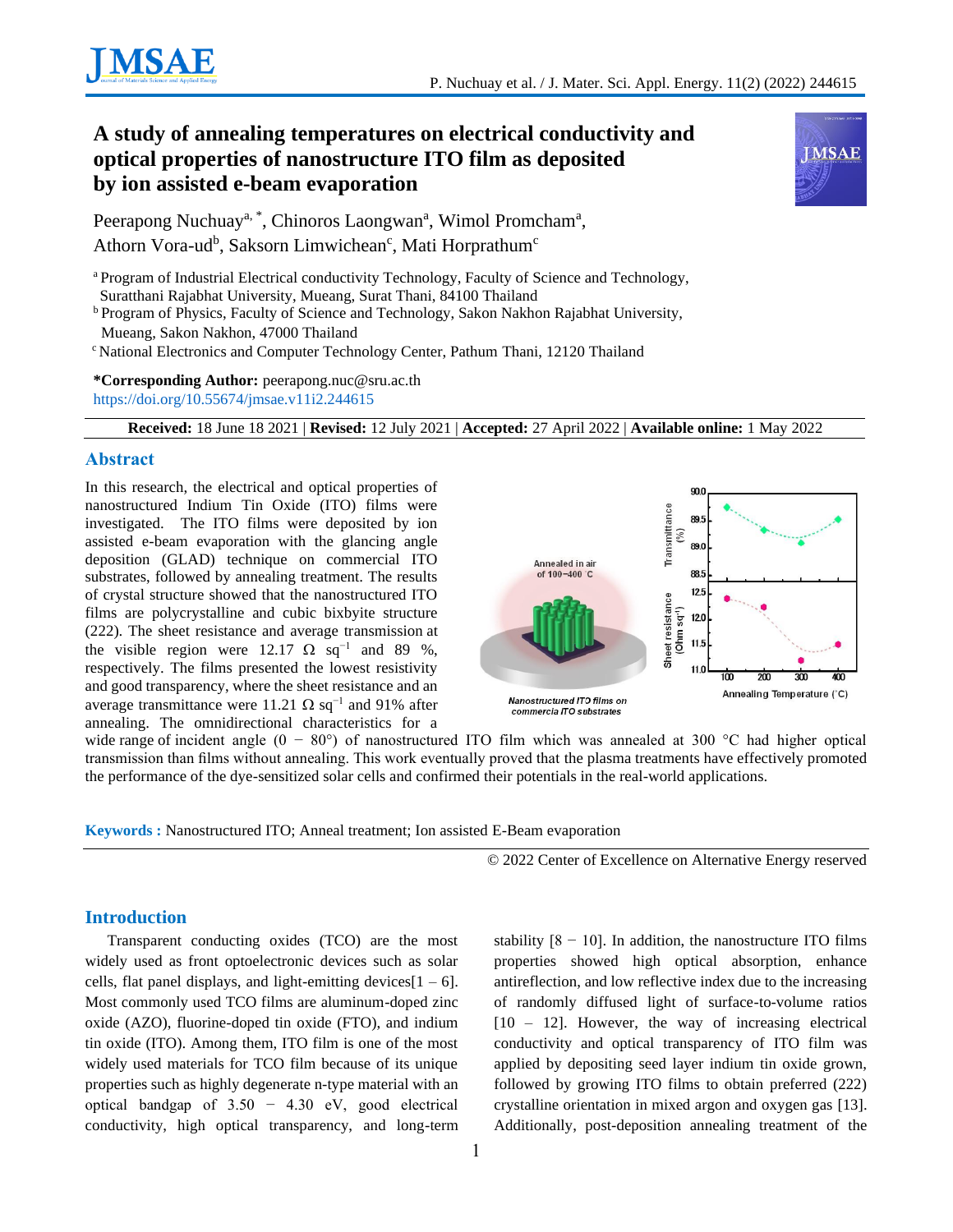# A study of annealing temperatures on electrical conductivity and optical properties of nanostructure ITO film as deposited by ion assisted e-beam evaporation

Peerapong Nuchuay[a, *], Chinoros Laongwan[a], Wimol Promcham[a], Athorn Vora-ud[b], Saksorn Limwichean[c], Mati Horprathum[c]

[a] Program of Industrial Electrical conductivity Technology, Faculty of Science and Technology, Suratthani Rajabhat University, Mueang, Surat Thani, 84100 Thailand

[b] Program of Physics, Faculty of Science and Technology, Sakon Nakhon Rajabhat University, Mueang, Sakon Nakhon, 47000 Thailand

[c] National Electronics and Computer Technology Center, Pathum Thani, 12120 Thailand

**\*Corresponding Author:** peerapong.nuc@sru.ac.th

https://doi.org/10.55674/jmsae.v11i2.244615

**Received:** 18 June 18 2021 | **Revised:** 12 July 2021 | **Accepted:** 27 April 2022 | **Available online:** 1 May 2022

## Abstract

In this research, the electrical and optical properties of nanostructured Indium Tin Oxide (ITO) films were investigated. The ITO films were deposited by ion assisted e-beam evaporation with the glancing angle deposition (GLAD) technique on commercial ITO substrates, followed by annealing treatment. The results of crystal structure showed that the nanostructured ITO films are polycrystalline and cubic bixbyite structure (222). The sheet resistance and average transmission at the visible region were 12.17 $\Omega$ $sq^{-1}$ and 89 %, respectively. The films presented the lowest resistivity and good transparency, where the sheet resistance and an average transmittance were 11.21 $\Omega$ $sq^{-1}$ and 91% after annealing. The omnidirectional characteristics for a wide range of incident angle (0 − 80°) of nanostructured ITO film which was annealed at 300 °C had higher optical transmission than films without annealing. This work eventually proved that the plasma treatments have effectively promoted the performance of the dye-sensitized solar cells and confirmed their potentials in the real-world applications.

**Keywords :** Nanostructured ITO; Anneal treatment; Ion assisted E-Beam evaporation

© 2022 Center of Excellence on Alternative Energy reserved

## Introduction

Transparent conducting oxides (TCO) are the most widely used as front optoelectronic devices such as solar cells, flat panel displays, and light-emitting devices[1 – 6]. Most commonly used TCO films are aluminum-doped zinc oxide (AZO), fluorine-doped tin oxide (FTO), and indium tin oxide (ITO). Among them, ITO film is one of the most widely used materials for TCO film because of its unique properties such as highly degenerate n-type material with an optical bandgap of 3.50 − 4.30 eV, good electrical conductivity, high optical transparency, and long-term stability [8 − 10]. In addition, the nanostructure ITO films properties showed high optical absorption, enhance antireflection, and low reflective index due to the increasing of randomly diffused light of surface-to-volume ratios [10 – 12]. However, the way of increasing electrical conductivity and optical transparency of ITO film was applied by depositing seed layer indium tin oxide grown, followed by growing ITO films to obtain preferred (222) crystalline orientation in mixed argon and oxygen gas [13]. Additionally, post-deposition annealing treatment of the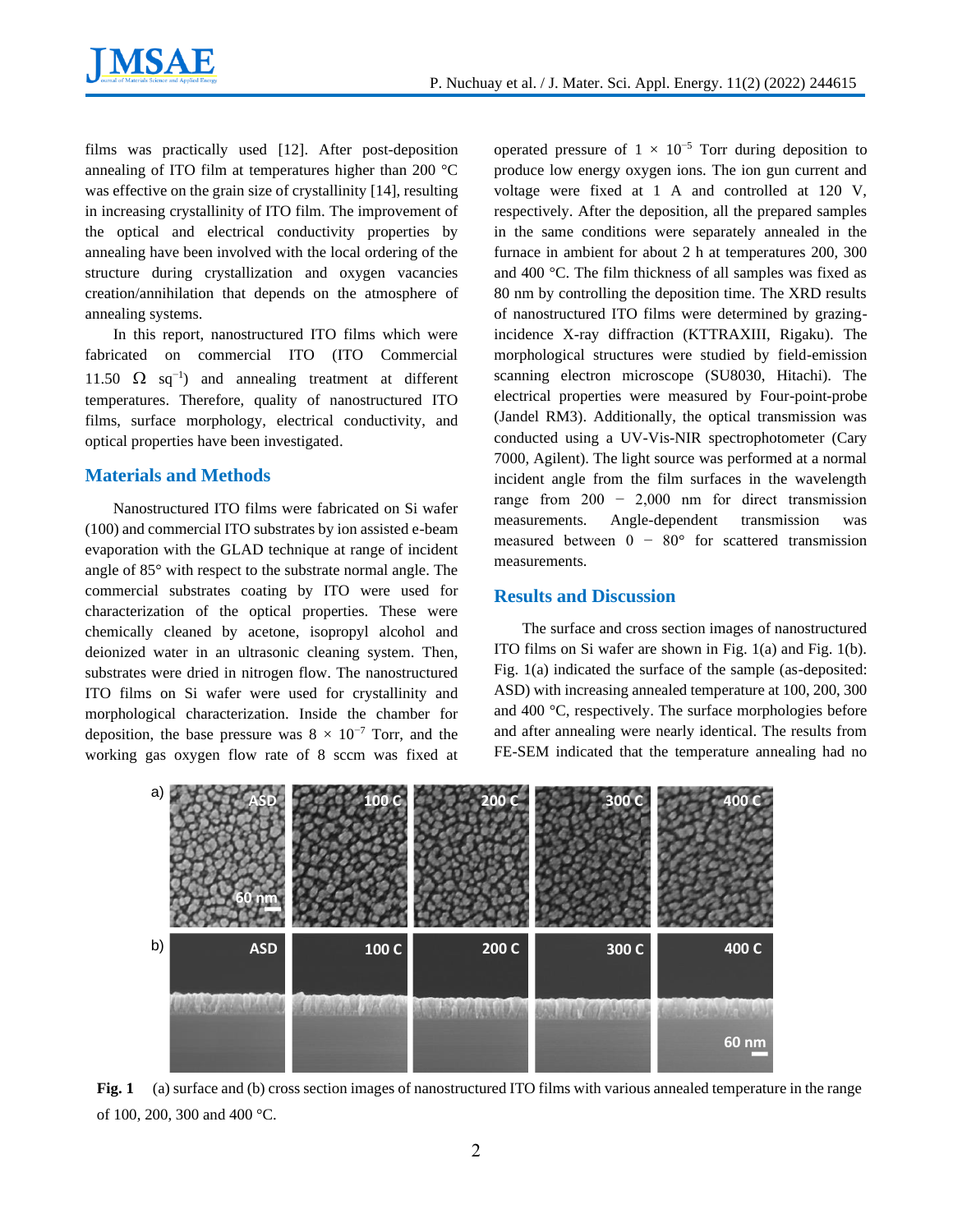films was practically used [12]. After post-deposition annealing of ITO film at temperatures higher than 200 °C was effective on the grain size of crystallinity [14], resulting in increasing crystallinity of ITO film. The improvement of the optical and electrical conductivity properties by annealing have been involved with the local ordering of the structure during crystallization and oxygen vacancies creation/annihilation that depends on the atmosphere of annealing systems.

In this report, nanostructured ITO films which were fabricated on commercial ITO (ITO Commercial 11.50 Ω $sq^{-1}$) and annealing treatment at different temperatures. Therefore, quality of nanostructured ITO films, surface morphology, electrical conductivity, and optical properties have been investigated.

## Materials and Methods

Nanostructured ITO films were fabricated on Si wafer (100) and commercial ITO substrates by ion assisted e-beam evaporation with the GLAD technique at range of incident angle of 85° with respect to the substrate normal angle. The commercial substrates coating by ITO were used for characterization of the optical properties. These were chemically cleaned by acetone, isopropyl alcohol and deionized water in an ultrasonic cleaning system. Then, substrates were dried in nitrogen flow. The nanostructured ITO films on Si wafer were used for crystallinity and morphological characterization. Inside the chamber for deposition, the base pressure was $8 \times 10^{-7}$ Torr, and the working gas oxygen flow rate of 8 sccm was fixed at operated pressure of $1 \times 10^{-5}$ Torr during deposition to produce low energy oxygen ions. The ion gun current and voltage were fixed at 1 A and controlled at 120 V, respectively. After the deposition, all the prepared samples in the same conditions were separately annealed in the furnace in ambient for about 2 h at temperatures 200, 300 and 400 °C. The film thickness of all samples was fixed as 80 nm by controlling the deposition time. The XRD results of nanostructured ITO films were determined by grazing-incidence X-ray diffraction (KTTRAXIII, Rigaku). The morphological structures were studied by field-emission scanning electron microscope (SU8030, Hitachi). The electrical properties were measured by Four-point-probe (Jandel RM3). Additionally, the optical transmission was conducted using a UV-Vis-NIR spectrophotometer (Cary 7000, Agilent). The light source was performed at a normal incident angle from the film surfaces in the wavelength range from 200 − 2,000 nm for direct transmission measurements. Angle-dependent transmission was measured between 0 − 80° for scattered transmission measurements.

## Results and Discussion

The surface and cross section images of nanostructured ITO films on Si wafer are shown in Fig. 1(a) and Fig. 1(b). Fig. 1(a) indicated the surface of the sample (as-deposited: ASD) with increasing annealed temperature at 100, 200, 300 and 400 °C, respectively. The surface morphologies before and after annealing were nearly identical. The results from FE-SEM indicated that the temperature annealing had no

**Fig. 1** (a) surface and (b) cross section images of nanostructured ITO films with various annealed temperature in the range of 100, 200, 300 and 400 °C.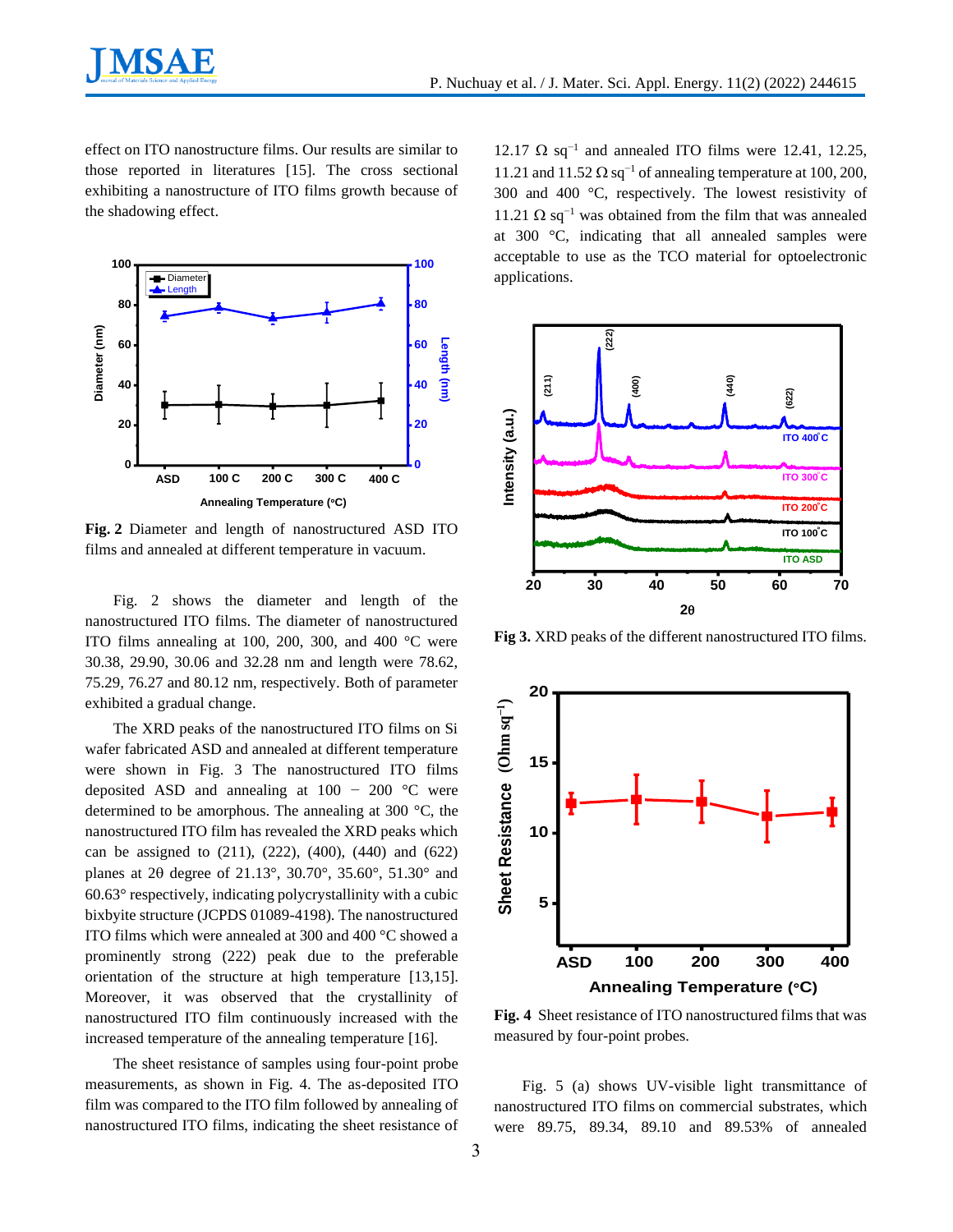effect on ITO nanostructure films. Our results are similar to those reported in literatures [15]. The cross sectional exhibiting a nanostructure of ITO films growth because of the shadowing effect.

**Fig. 2** Diameter and length of nanostructured ASD ITO films and annealed at different temperature in vacuum.

Fig. 2 shows the diameter and length of the nanostructured ITO films. The diameter of nanostructured ITO films annealing at 100, 200, 300, and 400 °C were 30.38, 29.90, 30.06 and 32.28 nm and length were 78.62, 75.29, 76.27 and 80.12 nm, respectively. Both of parameter exhibited a gradual change.

The XRD peaks of the nanostructured ITO films on Si wafer fabricated ASD and annealed at different temperature were shown in Fig. 3 The nanostructured ITO films deposited ASD and annealing at 100 − 200 °C were determined to be amorphous. The annealing at 300 °C, the nanostructured ITO film has revealed the XRD peaks which can be assigned to (211), (222), (400), (440) and (622) planes at 2θ degree of 21.13°, 30.70°, 35.60°, 51.30° and 60.63° respectively, indicating polycrystallinity with a cubic bixbyite structure (JCPDS 01089-4198). The nanostructured ITO films which were annealed at 300 and 400 °C showed a prominently strong (222) peak due to the preferable orientation of the structure at high temperature [13,15]. Moreover, it was observed that the crystallinity of nanostructured ITO film continuously increased with the increased temperature of the annealing temperature [16].

The sheet resistance of samples using four-point probe measurements, as shown in Fig. 4. The as-deposited ITO film was compared to the ITO film followed by annealing of nanostructured ITO films, indicating the sheet resistance of 12.17 Ω $sq^{-1}$ and annealed ITO films were 12.41, 12.25, 11.21 and 11.52 Ω $sq^{-1}$ of annealing temperature at 100, 200, 300 and 400 °C, respectively. The lowest resistivity of 11.21 Ω $sq^{-1}$ was obtained from the film that was annealed at 300 °C, indicating that all annealed samples were acceptable to use as the TCO material for optoelectronic applications.

**Fig 3.** XRD peaks of the different nanostructured ITO films.

**Fig. 4** Sheet resistance of ITO nanostructured films that was measured by four-point probes.

Fig. 5 (a) shows UV-visible light transmittance of nanostructured ITO films on commercial substrates, which were 89.75, 89.34, 89.10 and 89.53% of annealed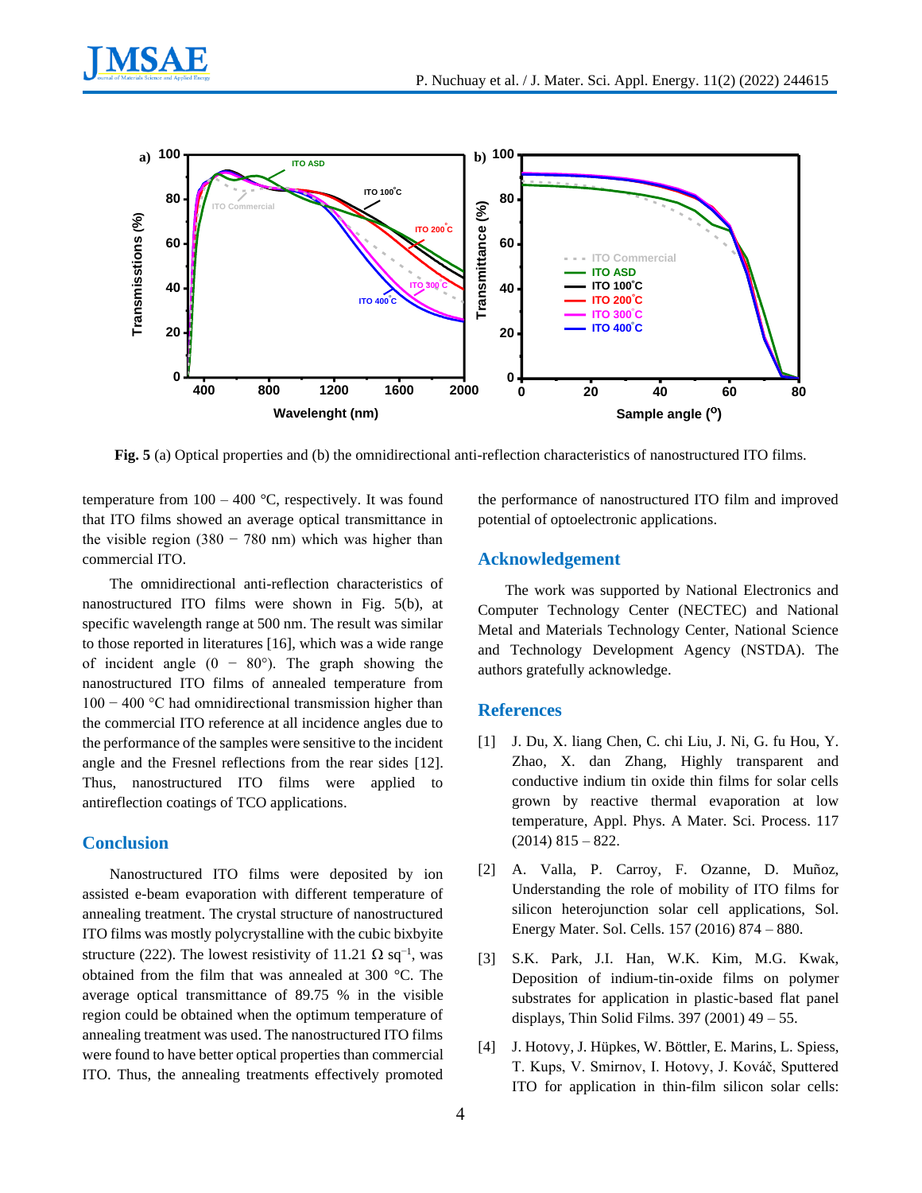**Fig. 5** (a) Optical properties and (b) the omnidirectional anti-reflection characteristics of nanostructured ITO films.

temperature from 100 – 400 °C, respectively. It was found that ITO films showed an average optical transmittance in the visible region (380 − 780 nm) which was higher than commercial ITO.

The omnidirectional anti-reflection characteristics of nanostructured ITO films were shown in Fig. 5(b), at specific wavelength range at 500 nm. The result was similar to those reported in literatures [16], which was a wide range of incident angle (0 − 80°). The graph showing the nanostructured ITO films of annealed temperature from 100 − 400 °C had omnidirectional transmission higher than the commercial ITO reference at all incidence angles due to the performance of the samples were sensitive to the incident angle and the Fresnel reflections from the rear sides [12]. Thus, nanostructured ITO films were applied to antireflection coatings of TCO applications.

## Conclusion

Nanostructured ITO films were deposited by ion assisted e-beam evaporation with different temperature of annealing treatment. The crystal structure of nanostructured ITO films was mostly polycrystalline with the cubic bixbyite structure (222). The lowest resistivity of 11.21 Ω sq$^{-1}$, was obtained from the film that was annealed at 300 °C. The average optical transmittance of 89.75 % in the visible region could be obtained when the optimum temperature of annealing treatment was used. The nanostructured ITO films were found to have better optical properties than commercial ITO. Thus, the annealing treatments effectively promoted the performance of nanostructured ITO film and improved potential of optoelectronic applications.

## Acknowledgement

The work was supported by National Electronics and Computer Technology Center (NECTEC) and National Metal and Materials Technology Center, National Science and Technology Development Agency (NSTDA). The authors gratefully acknowledge.

## References

[1] J. Du, X. liang Chen, C. chi Liu, J. Ni, G. fu Hou, Y. Zhao, X. dan Zhang, Highly transparent and conductive indium tin oxide thin films for solar cells grown by reactive thermal evaporation at low temperature, Appl. Phys. A Mater. Sci. Process. 117 (2014) 815 – 822.

[2] A. Valla, P. Carroy, F. Ozanne, D. Muñoz, Understanding the role of mobility of ITO films for silicon heterojunction solar cell applications, Sol. Energy Mater. Sol. Cells. 157 (2016) 874 – 880.

[3] S.K. Park, J.I. Han, W.K. Kim, M.G. Kwak, Deposition of indium-tin-oxide films on polymer substrates for application in plastic-based flat panel displays, Thin Solid Films. 397 (2001) 49 – 55.

[4] J. Hotovy, J. Hüpkes, W. Böttler, E. Marins, L. Spiess, T. Kups, V. Smirnov, I. Hotovy, J. Kováč, Sputtered ITO for application in thin-film silicon solar cells: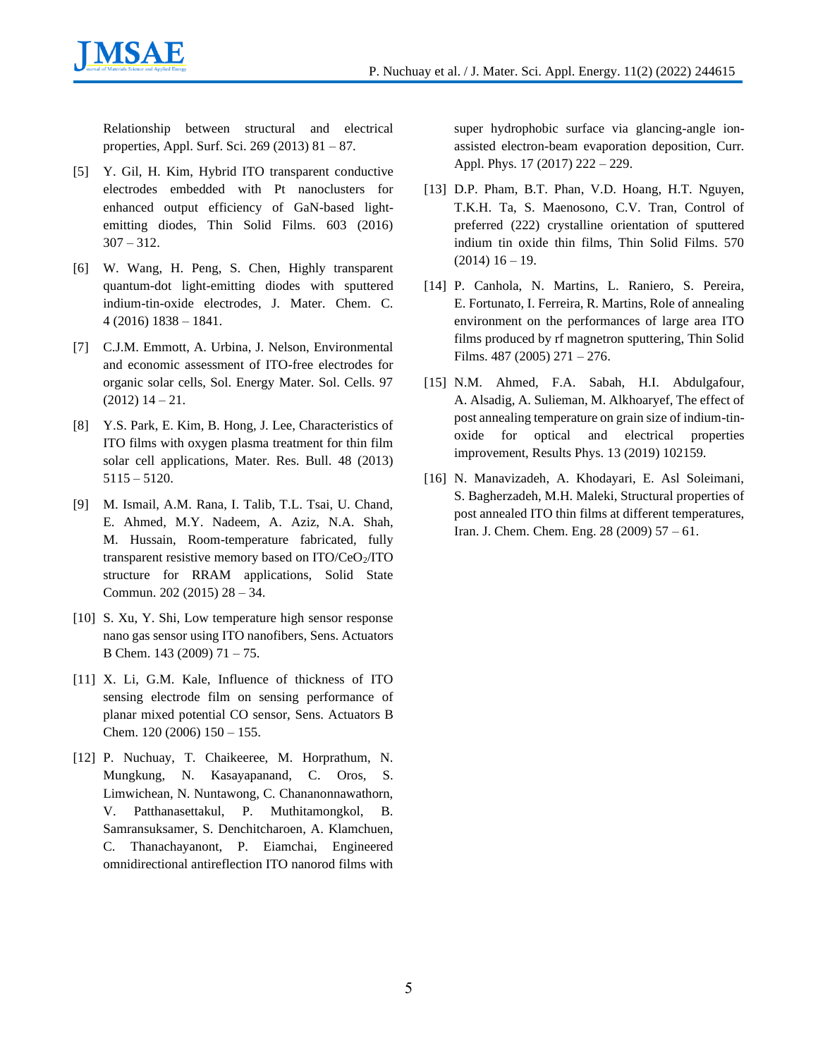Relationship between structural and electrical properties, Appl. Surf. Sci. 269 (2013) 81 – 87.

[5] Y. Gil, H. Kim, Hybrid ITO transparent conductive electrodes embedded with Pt nanoclusters for enhanced output efficiency of GaN-based light-emitting diodes, Thin Solid Films. 603 (2016) 307 – 312.

[6] W. Wang, H. Peng, S. Chen, Highly transparent quantum-dot light-emitting diodes with sputtered indium-tin-oxide electrodes, J. Mater. Chem. C. 4 (2016) 1838 – 1841.

[7] C.J.M. Emmott, A. Urbina, J. Nelson, Environmental and economic assessment of ITO-free electrodes for organic solar cells, Sol. Energy Mater. Sol. Cells. 97 (2012) 14 – 21.

[8] Y.S. Park, E. Kim, B. Hong, J. Lee, Characteristics of ITO films with oxygen plasma treatment for thin film solar cell applications, Mater. Res. Bull. 48 (2013) 5115 – 5120.

[9] M. Ismail, A.M. Rana, I. Talib, T.L. Tsai, U. Chand, E. Ahmed, M.Y. Nadeem, A. Aziz, N.A. Shah, M. Hussain, Room-temperature fabricated, fully transparent resistive memory based on ITO/$CeO_2$/ITO structure for RRAM applications, Solid State Commun. 202 (2015) 28 – 34.

[10] S. Xu, Y. Shi, Low temperature high sensor response nano gas sensor using ITO nanofibers, Sens. Actuators B Chem. 143 (2009) 71 – 75.

[11] X. Li, G.M. Kale, Influence of thickness of ITO sensing electrode film on sensing performance of planar mixed potential CO sensor, Sens. Actuators B Chem. 120 (2006) 150 – 155.

[12] P. Nuchuay, T. Chaikeeree, M. Horprathum, N. Mungkung, N. Kasayapanand, C. Oros, S. Limwichean, N. Nuntawong, C. Chananonnawathorn, V. Patthanasettakul, P. Muthitamongkol, B. Samransuksamer, S. Denchitcharoen, A. Klamchuen, C. Thanachayanont, P. Eiamchai, Engineered omnidirectional antireflection ITO nanorod films with super hydrophobic surface via glancing-angle ion-assisted electron-beam evaporation deposition, Curr. Appl. Phys. 17 (2017) 222 – 229.

[13] D.P. Pham, B.T. Phan, V.D. Hoang, H.T. Nguyen, T.K.H. Ta, S. Maenosono, C.V. Tran, Control of preferred (222) crystalline orientation of sputtered indium tin oxide thin films, Thin Solid Films. 570 (2014) 16 – 19.

[14] P. Canhola, N. Martins, L. Raniero, S. Pereira, E. Fortunato, I. Ferreira, R. Martins, Role of annealing environment on the performances of large area ITO films produced by rf magnetron sputtering, Thin Solid Films. 487 (2005) 271 – 276.

[15] N.M. Ahmed, F.A. Sabah, H.I. Abdulgafour, A. Alsadig, A. Sulieman, M. Alkhoaryef, The effect of post annealing temperature on grain size of indium-tin-oxide for optical and electrical properties improvement, Results Phys. 13 (2019) 102159.

[16] N. Manavizadeh, A. Khodayari, E. Asl Soleimani, S. Bagherzadeh, M.H. Maleki, Structural properties of post annealed ITO thin films at different temperatures, Iran. J. Chem. Chem. Eng. 28 (2009) 57 – 61.